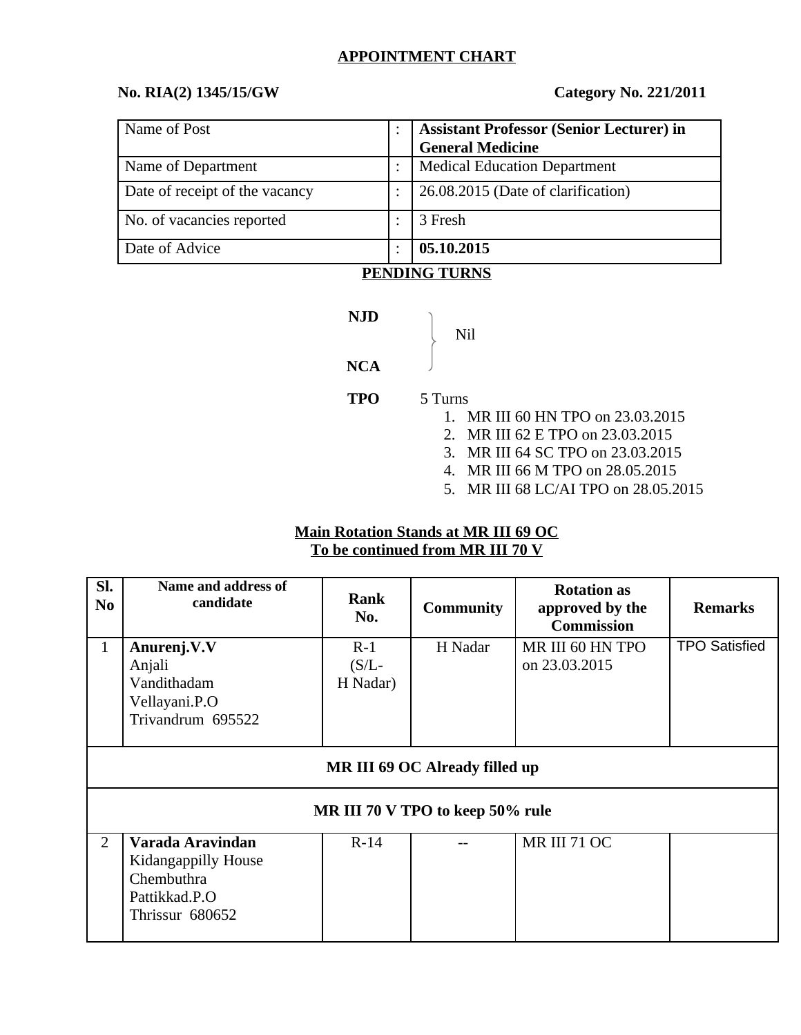## APPOINTMENT CHART

**No. RIA(2) 1345/15/GW** **Category No. 221/2011**

| | | |
|---|---|---|
| Name of Post | : | **Assistant Professor (Senior Lecturer) in General Medicine** |
| Name of Department | : | Medical Education Department |
| Date of receipt of the vacancy | : | 26.08.2015 (Date of clarification) |
| No. of vacancies reported | : | 3 Fresh |
| Date of Advice | : | **05.10.2015** |

## PENDING TURNS

**NJD**
**NCA**
} Nil

**TPO** 5 Turns

1. MR III 60 HN TPO on 23.03.2015
2. MR III 62 E TPO on 23.03.2015
3. MR III 64 SC TPO on 23.03.2015
4. MR III 66 M TPO on 28.05.2015
5. MR III 68 LC/AI TPO on 28.05.2015

**Main Rotation Stands at MR III 69 OC**
**To be continued from MR III 70 V**

| Sl. No | Name and address of candidate | Rank No. | Community | Rotation as approved by the Commission | Remarks |
|---|---|---|---|---|---|
| 1 | **Anurenj.V.V**<br>Anjali<br>Vandithadam<br>Vellayani.P.O<br>Trivandrum 695522 | R-1<br>(S/L-<br>H Nadar) | H Nadar | MR III 60 HN TPO on 23.03.2015 | TPO Satisfied |
| **MR III 69 OC Already filled up** | | | | | |
| **MR III 70 V TPO to keep 50% rule** | | | | | |
| 2 | **Varada Aravindan**<br>Kidangappilly House<br>Chembuthra<br>Pattikkad.P.O<br>Thrissur 680652 | R-14 | -- | MR III 71 OC | |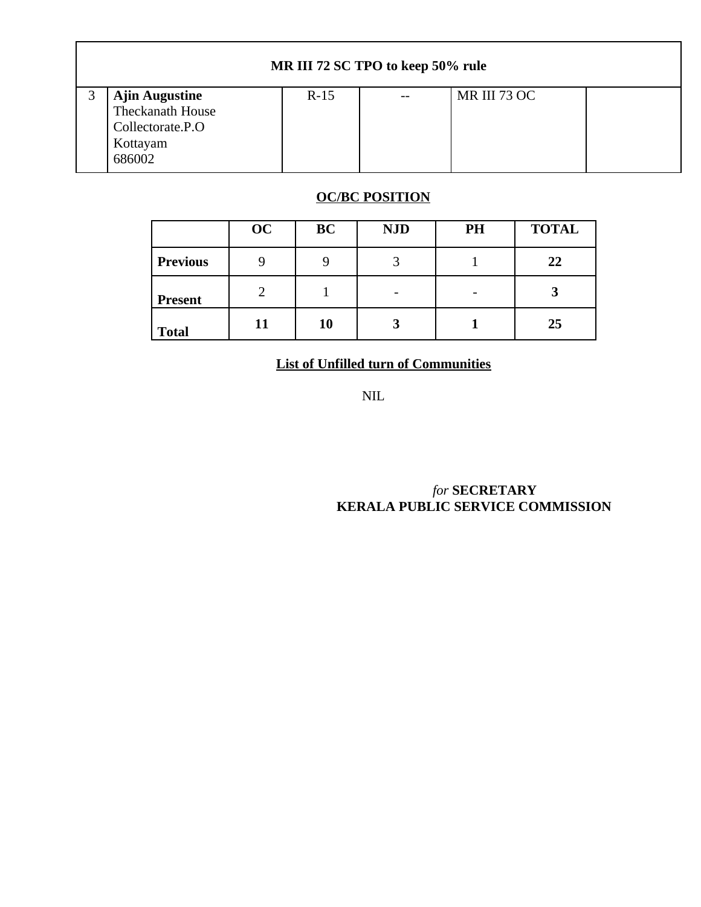| | | | | | |
|---|---|---|---|---|---|
| MR III 72 SC TPO to keep 50% rule | | | | | |
| 3 | **Ajin Augustine**<br>Theckanath House<br>Collectorate.P.O<br>Kottayam<br>686002 | R-15 | -- | MR III 73 OC | |

**OC/BC POSITION**

| | OC | BC | NJD | PH | TOTAL |
|---|---|---|---|---|---|
| **Previous** | 9 | 9 | 3 | 1 | **22** |
| **Present** | 2 | 1 | - | - | **3** |
| **Total** | **11** | **10** | **3** | **1** | **25** |

**List of Unfilled turn of Communities**

NIL

*for* **SECRETARY**
**KERALA PUBLIC SERVICE COMMISSION**